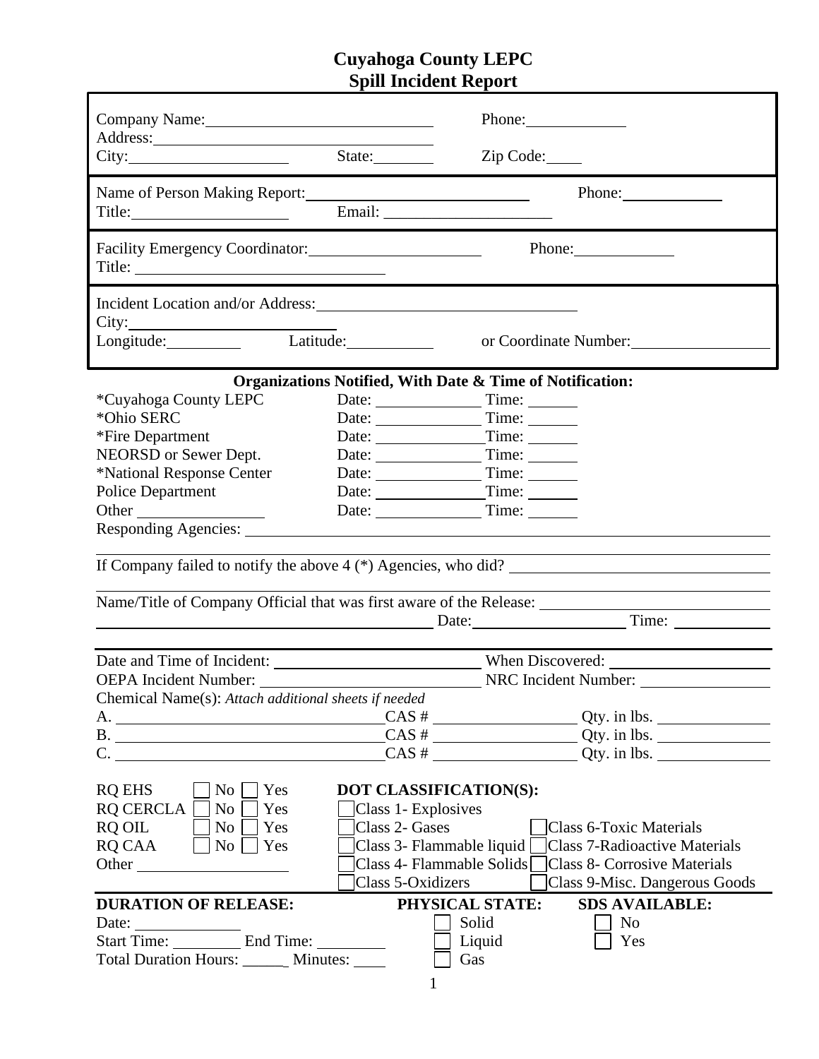# Cuyahoga County LEPC
# Spill Incident Report

Company Name: ____________________ Phone: ____________
Address: ____________________
City: ____________ State: ________ Zip Code: ____

Name of Person Making Report: ____________________ Phone: ____________
Title: ____________ Email: ____________________

Facility Emergency Coordinator: ____________________ Phone: ____________
Title: ____________________

Incident Location and/or Address: ____________________
City: ____________________
Longitude: ________ Latitude: ________ or Coordinate Number: ____________

**Organizations Notified, With Date & Time of Notification:**

| Organization | Date | Time |
|---|---|---|
| *Cuyahoga County LEPC | Date: ____________ | Time: ______ |
| *Ohio SERC | Date: ____________ | Time: ______ |
| *Fire Department | Date: ____________ | Time: ______ |
| NEORSD or Sewer Dept. | Date: ____________ | Time: ______ |
| *National Response Center | Date: ____________ | Time: ______ |
| Police Department | Date: ____________ | Time: ______ |
| Other ____________ | Date: ____________ | Time: ______ |

Responding Agencies: ________________________________________

________________________________________

If Company failed to notify the above 4 (*) Agencies, who did? ____________________

________________________________________

Name/Title of Company Official that was first aware of the Release: ____________________

____________________ Date: ____________ Time: ________

Date and Time of Incident: ____________________ When Discovered: ____________________
OEPA Incident Number: ____________________ NRC Incident Number: ____________
Chemical Name(s): *Attach additional sheets if needed*

A. ____________________ CAS # ____________ Qty. in lbs. ____________
B. ____________________ CAS # ____________ Qty. in lbs. ____________
C. ____________________ CAS # ____________ Qty. in lbs. ____________

RQ EHS ☐ No ☐ Yes
RQ CERCLA ☐ No ☐ Yes
RQ OIL ☐ No ☐ Yes
RQ CAA ☐ No ☐ Yes
Other ____________

**DOT CLASSIFICATION(S):**

- ☐ Class 1- Explosives
- ☐ Class 2- Gases
- ☐ Class 3- Flammable liquid
- ☐ Class 4- Flammable Solids
- ☐ Class 5-Oxidizers
- ☐ Class 6-Toxic Materials
- ☐ Class 7-Radioactive Materials
- ☐ Class 8- Corrosive Materials
- ☐ Class 9-Misc. Dangerous Goods

**DURATION OF RELEASE:**
Date: ____________
Start Time: ________ End Time: ________
Total Duration Hours: ______ Minutes: ____

**PHYSICAL STATE:**
- ☐ Solid
- ☐ Liquid
- ☐ Gas

**SDS AVAILABLE:**
- ☐ No
- ☐ Yes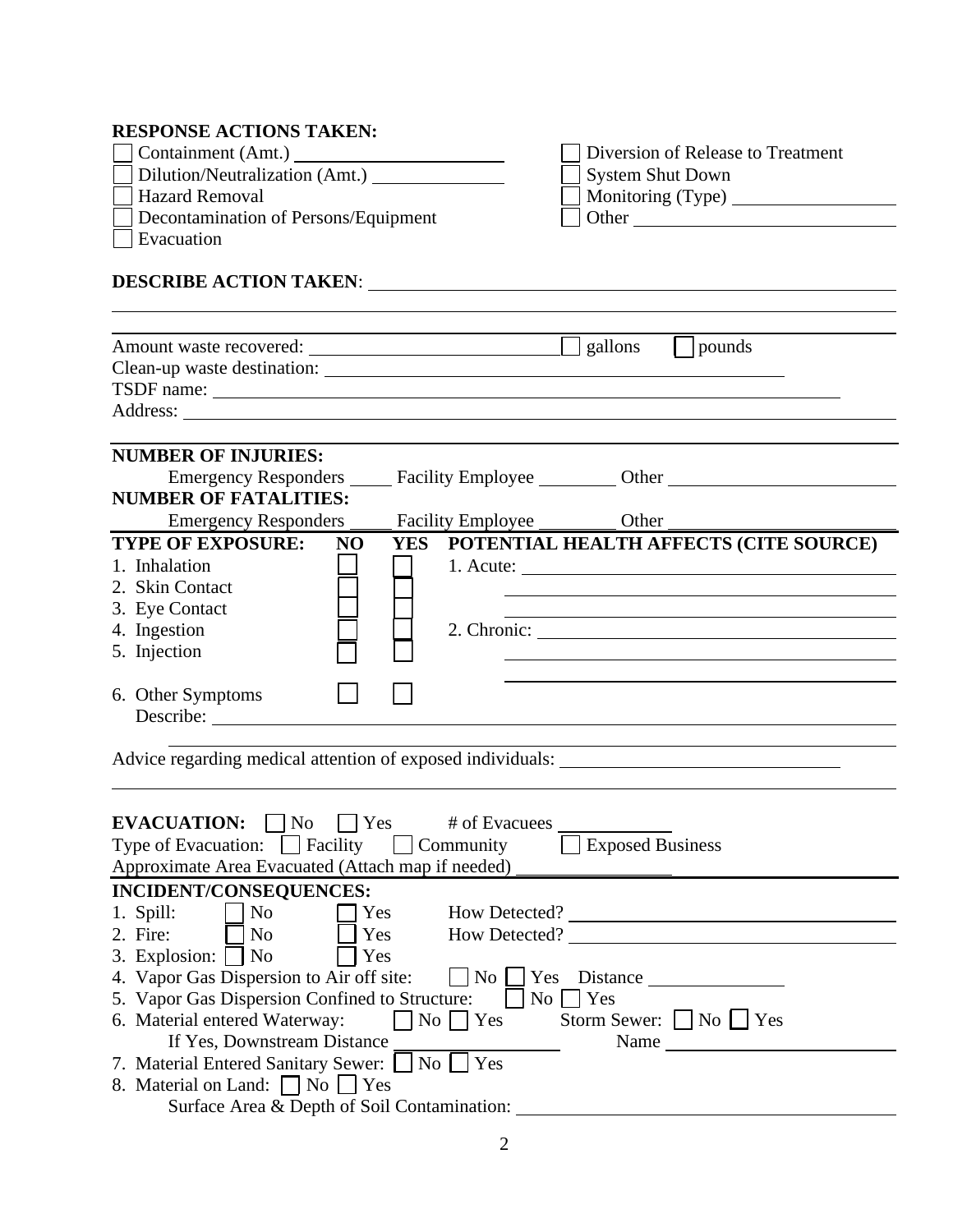**RESPONSE ACTIONS TAKEN:**

☐ Containment (Amt.) ______________________
☐ Dilution/Neutralization (Amt.) ______________
☐ Hazard Removal
☐ Decontamination of Persons/Equipment
☐ Evacuation
☐ Diversion of Release to Treatment
☐ System Shut Down
☐ Monitoring (Type) __________________
☐ Other ____________________________

**DESCRIBE ACTION TAKEN**: ____________________________________________________________

________________________________________________________________________________

________________________________________________________________________________

Amount waste recovered: ___________________________ ☐ gallons ☐ pounds

Clean-up waste destination: _______________________________________________

TSDF name: _____________________________________________________________

Address: _________________________________________________________________

**NUMBER OF INJURIES:**

Emergency Responders _____ Facility Employee ________ Other ________________________

**NUMBER OF FATALITIES:**

Emergency Responders _____ Facility Employee ________ Other ________________________

| TYPE OF EXPOSURE: | NO | YES | POTENTIAL HEALTH AFFECTS (CITE SOURCE) |
|---|---|---|---|
| 1. Inhalation | ☐ | ☐ | 1. Acute: ________________________ |
| 2. Skin Contact | ☐ | ☐ | ________________________ |
| 3. Eye Contact | ☐ | ☐ | ________________________ |
| 4. Ingestion | ☐ | ☐ | 2. Chronic: ________________________ |
| 5. Injection | ☐ | ☐ | ________________________ |
| | | | ________________________ |
| 6. Other Symptoms | ☐ | ☐ | |

Describe: ____________________________________________________________________

________________________________________________________________________________

Advice regarding medical attention of exposed individuals: ______________________________

________________________________________________________________________________

**EVACUATION:** ☐ No ☐ Yes # of Evacuees ____________

Type of Evacuation: ☐ Facility ☐ Community ☐ Exposed Business

Approximate Area Evacuated (Attach map if needed) ________________

**INCIDENT/CONSEQUENCES:**

1. Spill: ☐ No ☐ Yes How Detected? ________________________________
2. Fire: ☐ No ☐ Yes How Detected? ________________________________
3. Explosion: ☐ No ☐ Yes
4. Vapor Gas Dispersion to Air off site: ☐ No ☐ Yes Distance _______________
5. Vapor Gas Dispersion Confined to Structure: ☐ No ☐ Yes
6. Material entered Waterway: ☐ No ☐ Yes Storm Sewer: ☐ No ☐ Yes
   If Yes, Downstream Distance ________________ Name ________________________
7. Material Entered Sanitary Sewer: ☐ No ☐ Yes
8. Material on Land: ☐ No ☐ Yes
   Surface Area & Depth of Soil Contamination: ________________________________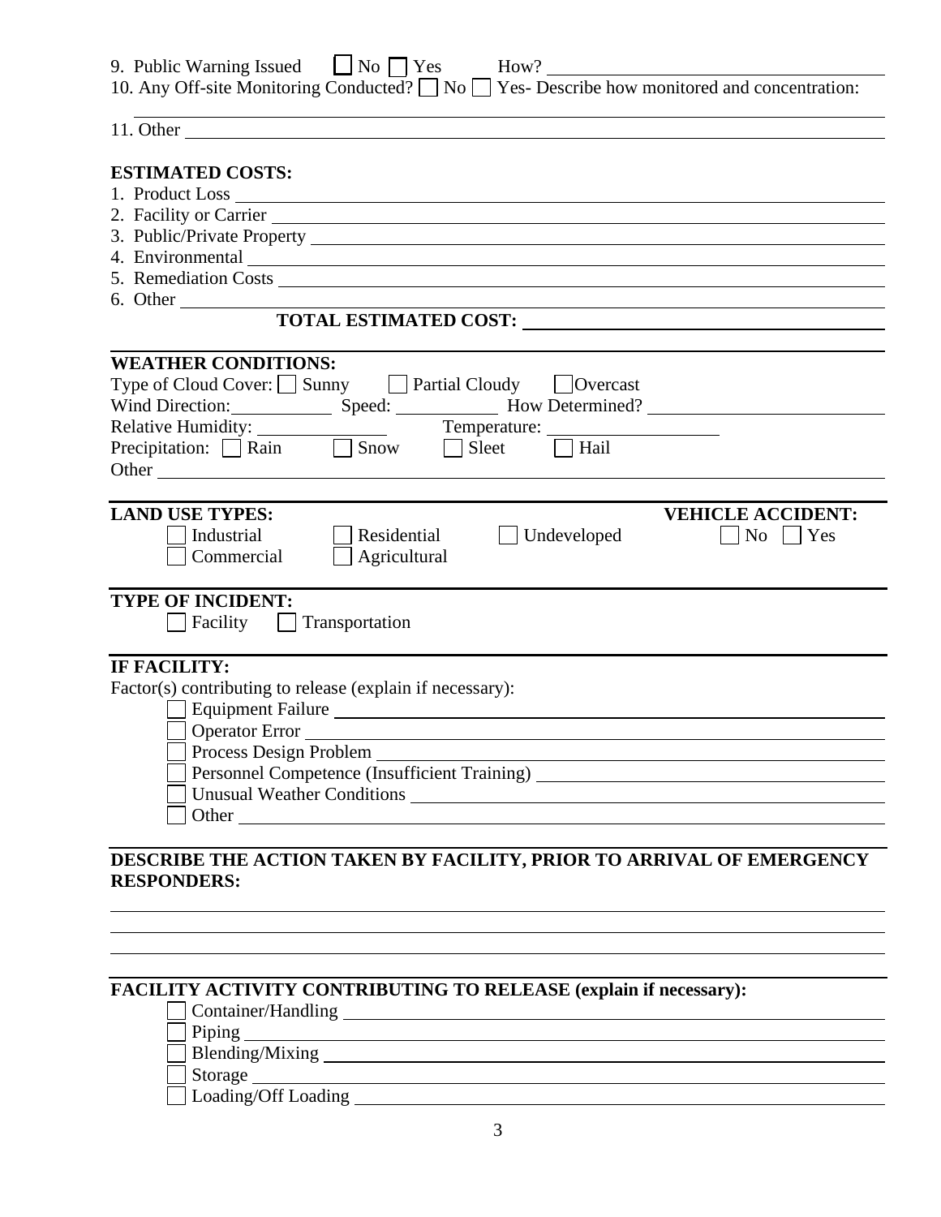9. Public Warning Issued ☐ No ☐ Yes How? ______________________________

10. Any Off-site Monitoring Conducted? ☐ No ☐ Yes- Describe how monitored and concentration:

______________________________________________________________________

11. Other ______________________________________________________________

**ESTIMATED COSTS:**

1. Product Loss ______________________________________________________
2. Facility or Carrier ________________________________________________
3. Public/Private Property ____________________________________________
4. Environmental _____________________________________________________
5. Remediation Costs _________________________________________________
6. Other ____________________________________________________________

**TOTAL ESTIMATED COST:** ______________________________

**WEATHER CONDITIONS:**

Type of Cloud Cover: ☐ Sunny ☐ Partial Cloudy ☐ Overcast

Wind Direction: __________ Speed: __________ How Determined? ____________________

Relative Humidity: ____________ Temperature: ________________

Precipitation: ☐ Rain ☐ Snow ☐ Sleet ☐ Hail

Other ______________________________________________________________

**LAND USE TYPES:**

☐ Industrial ☐ Residential ☐ Undeveloped

☐ Commercial ☐ Agricultural

**VEHICLE ACCIDENT:**

☐ No ☐ Yes

**TYPE OF INCIDENT:**

☐ Facility ☐ Transportation

**IF FACILITY:**

Factor(s) contributing to release (explain if necessary):

☐ Equipment Failure ______________________________________________

☐ Operator Error _________________________________________________

☐ Process Design Problem __________________________________________

☐ Personnel Competence (Insufficient Training) ______________________

☐ Unusual Weather Conditions _______________________________________

☐ Other _________________________________________________________

**DESCRIBE THE ACTION TAKEN BY FACILITY, PRIOR TO ARRIVAL OF EMERGENCY RESPONDERS:**

______________________________________________________________________

______________________________________________________________________

______________________________________________________________________

**FACILITY ACTIVITY CONTRIBUTING TO RELEASE (explain if necessary):**

☐ Container/Handling ______________________________________________

☐ Piping ________________________________________________________

☐ Blending/Mixing _________________________________________________

☐ Storage _______________________________________________________

☐ Loading/Off Loading ______________________________________________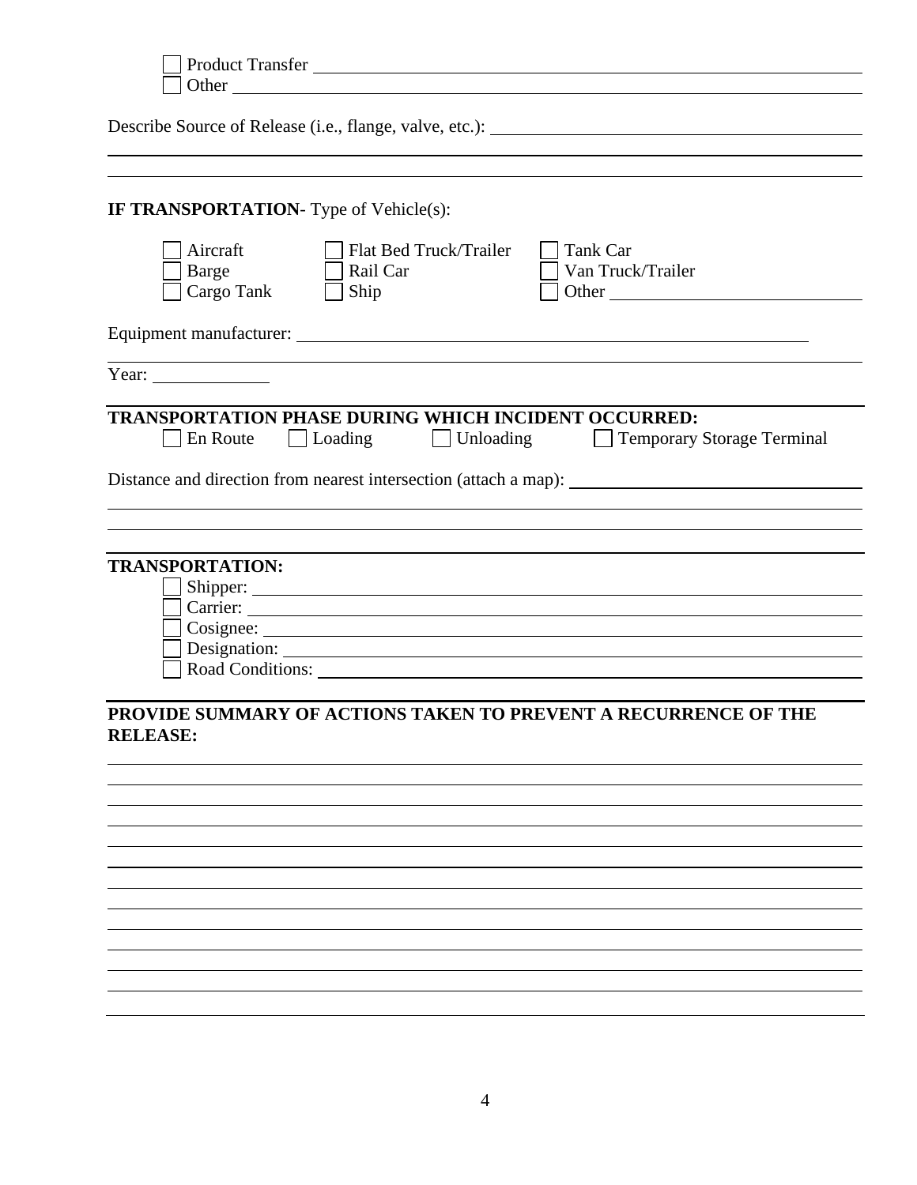☐ Product Transfer ____________________________________________
☐ Other ____________________________________________

Describe Source of Release (i.e., flange, valve, etc.): ____________________________________________

____________________________________________

____________________________________________

**IF TRANSPORTATION**- Type of Vehicle(s):

| | | |
|---|---|---|
| ☐ Aircraft | ☐ Flat Bed Truck/Trailer | ☐ Tank Car |
| ☐ Barge | ☐ Rail Car | ☐ Van Truck/Trailer |
| ☐ Cargo Tank | ☐ Ship | ☐ Other ______________ |

Equipment manufacturer: ____________________________________________

Year: ______________

**TRANSPORTATION PHASE DURING WHICH INCIDENT OCCURRED:**

☐ En Route ☐ Loading ☐ Unloading ☐ Temporary Storage Terminal

Distance and direction from nearest intersection (attach a map): ____________________________________________

____________________________________________

____________________________________________

**TRANSPORTATION:**

☐ Shipper: ____________________________________________
☐ Carrier: ____________________________________________
☐ Cosignee: ____________________________________________
☐ Designation: ____________________________________________
☐ Road Conditions: ____________________________________________

**PROVIDE SUMMARY OF ACTIONS TAKEN TO PREVENT A RECURRENCE OF THE RELEASE:**

____________________________________________

____________________________________________

____________________________________________

____________________________________________

____________________________________________

____________________________________________

____________________________________________

____________________________________________

____________________________________________

____________________________________________

____________________________________________

____________________________________________

____________________________________________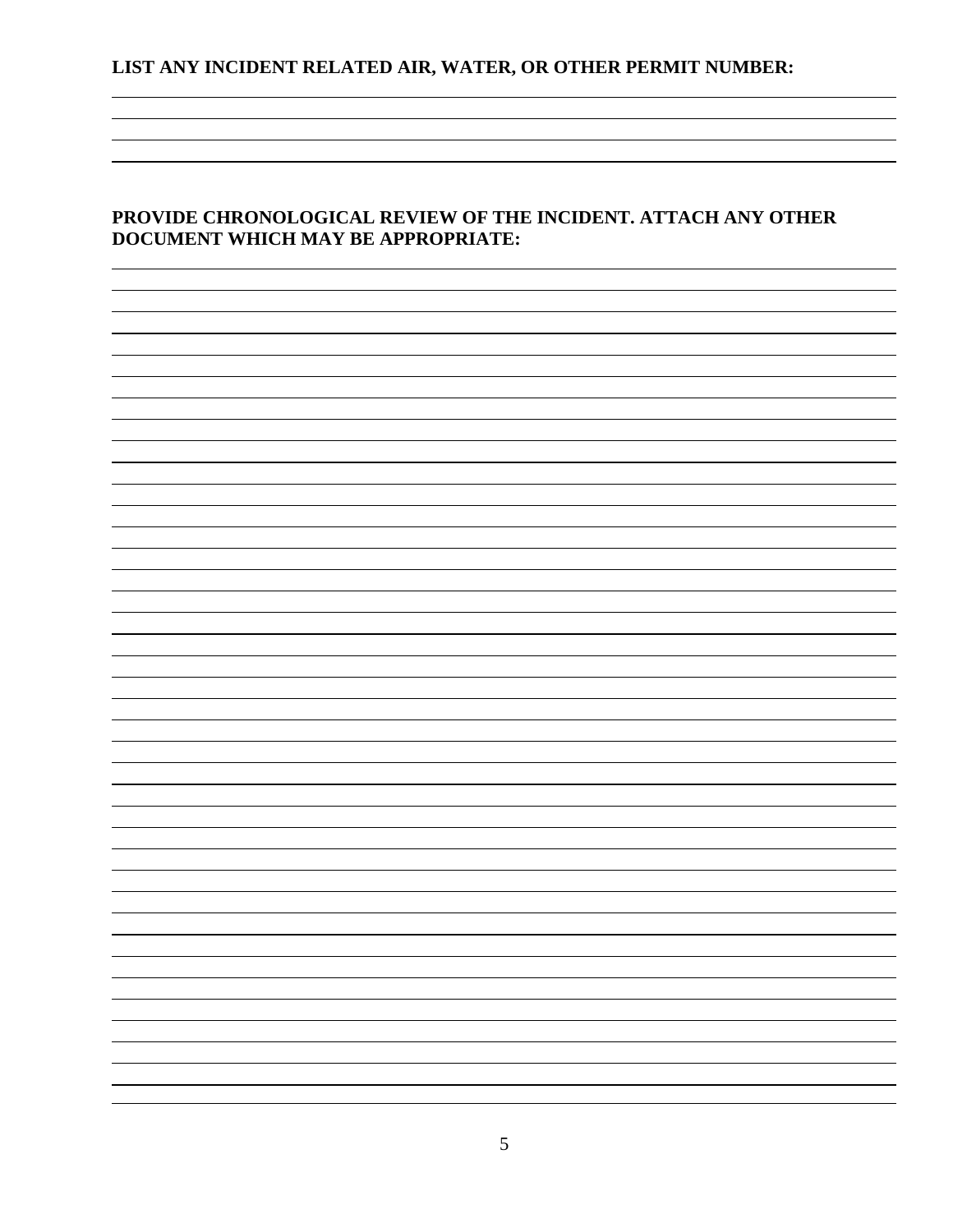**LIST ANY INCIDENT RELATED AIR, WATER, OR OTHER PERMIT NUMBER:**

**PROVIDE CHRONOLOGICAL REVIEW OF THE INCIDENT. ATTACH ANY OTHER DOCUMENT WHICH MAY BE APPROPRIATE:**